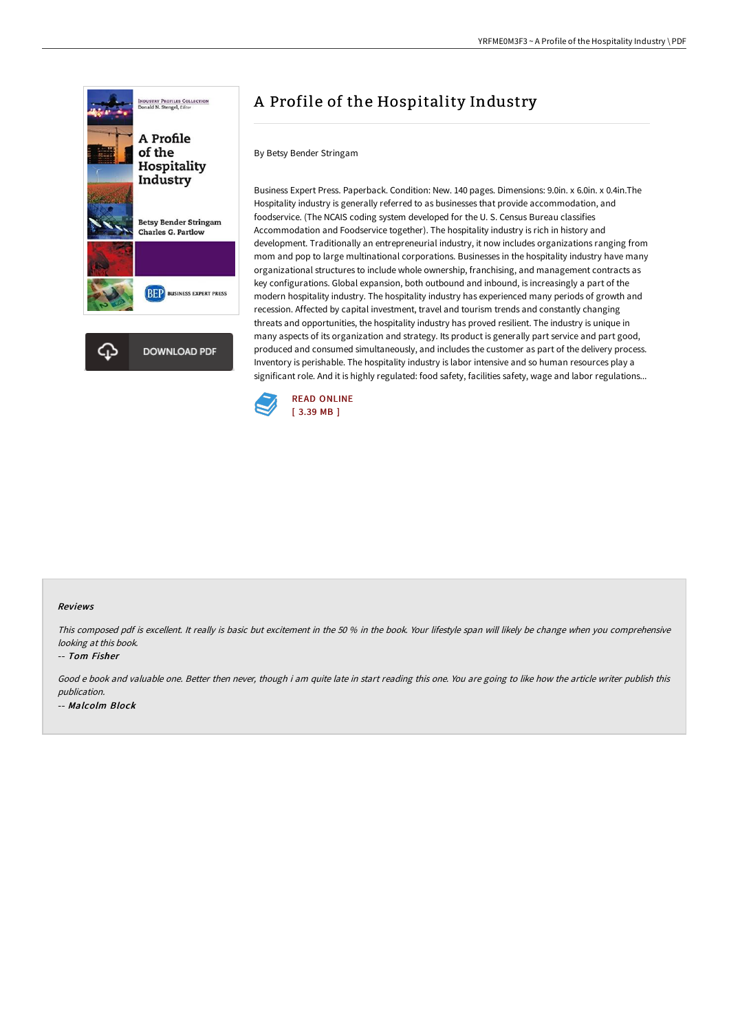# A Profile of the Hospitality Industry

By Betsy Bender Stringam

Business Expert Press. Paperback. Condition: New. 140 pages. Dimensions: 9.0in. x 6.0in. x 0.4in.The Hospitality industry is generally referred to as businesses that provide accommodation, and foodservice. (The NCAIS coding system developed for the U. S. Census Bureau classifies Accommodation and Foodservice together). The hospitality industry is rich in history and development. Traditionally an entrepreneurial industry, it now includes organizations ranging from mom and pop to large multinational corporations. Businesses in the hospitality industry have many organizational structures to include whole ownership, franchising, and management contracts as key configurations. Global expansion, both outbound and inbound, is increasingly a part of the modern hospitality industry. The hospitality industry has experienced many periods of growth and recession. Affected by capital investment, travel and tourism trends and constantly changing threats and opportunities, the hospitality industry has proved resilient. The industry is unique in many aspects of its organization and strategy. Its product is generally part service and part good, produced and consumed simultaneously, and includes the customer as part of the delivery process. Inventory is perishable. The hospitality industry is labor intensive and so human resources play a significant role. And it is highly regulated: food safety, facilities safety, wage and labor regulations...

DOWNLOAD PDF

READ ONLINE
[ 3.39 MB ]

### Reviews

*This composed pdf is excellent. It really is basic but excitement in the 50 % in the book. Your lifestyle span will likely be change when you comprehensive looking at this book.*

*-- Tom Fisher*

*Good e book and valuable one. Better then never, though i am quite late in start reading this one. You are going to like how the article writer publish this publication.*

*-- Malcolm Block*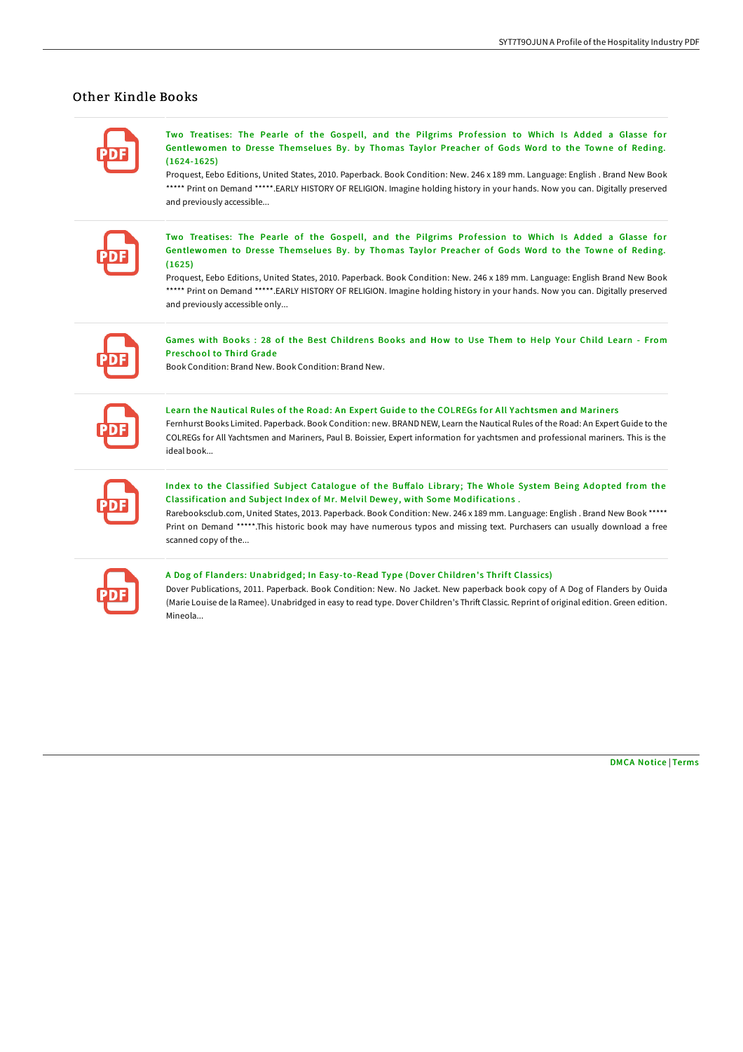## Other Kindle Books

**Two Treatises: The Pearle of the Gospell, and the Pilgrims Profession to Which Is Added a Glasse for Gentlewomen to Dresse Themselues By. by Thomas Taylor Preacher of Gods Word to the Towne of Reding. (1624-1625)**

Proquest, Eebo Editions, United States, 2010. Paperback. Book Condition: New. 246 x 189 mm. Language: English . Brand New Book ***** Print on Demand *****.EARLY HISTORY OF RELIGION. Imagine holding history in your hands. Now you can. Digitally preserved and previously accessible...

**Two Treatises: The Pearle of the Gospell, and the Pilgrims Profession to Which Is Added a Glasse for Gentlewomen to Dresse Themselues By. by Thomas Taylor Preacher of Gods Word to the Towne of Reding. (1625)**

Proquest, Eebo Editions, United States, 2010. Paperback. Book Condition: New. 246 x 189 mm. Language: English Brand New Book ***** Print on Demand *****.EARLY HISTORY OF RELIGION. Imagine holding history in your hands. Now you can. Digitally preserved and previously accessible only...

**Games with Books : 28 of the Best Childrens Books and How to Use Them to Help Your Child Learn - From Preschool to Third Grade**

Book Condition: Brand New. Book Condition: Brand New.

**Learn the Nautical Rules of the Road: An Expert Guide to the COLREGs for All Yachtsmen and Mariners**

Fernhurst Books Limited. Paperback. Book Condition: new. BRAND NEW, Learn the Nautical Rules of the Road: An Expert Guide to the COLREGs for All Yachtsmen and Mariners, Paul B. Boissier, Expert information for yachtsmen and professional mariners. This is the ideal book...

**Index to the Classified Subject Catalogue of the Buffalo Library; The Whole System Being Adopted from the Classification and Subject Index of Mr. Melvil Dewey, with Some Modifications .**

Rarebooksclub.com, United States, 2013. Paperback. Book Condition: New. 246 x 189 mm. Language: English . Brand New Book ***** Print on Demand *****.This historic book may have numerous typos and missing text. Purchasers can usually download a free scanned copy of the...

**A Dog of Flanders: Unabridged; In Easy-to-Read Type (Dover Children's Thrift Classics)**

Dover Publications, 2011. Paperback. Book Condition: New. No Jacket. New paperback book copy of A Dog of Flanders by Ouida (Marie Louise de la Ramee). Unabridged in easy to read type. Dover Children's Thrift Classic. Reprint of original edition. Green edition. Mineola...

DMCA Notice | Terms